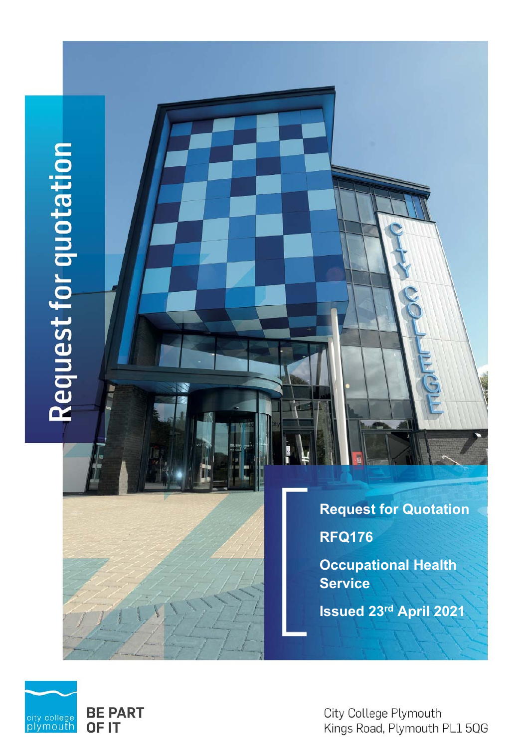# Request for quotation

**Request for Quotation**

**RFQ176**

**Occupational Health Service**

**Issued 23rd April 2021**

city college plymouth

**BE PART OF IT**

City College Plymouth
Kings Road, Plymouth PL1 5QG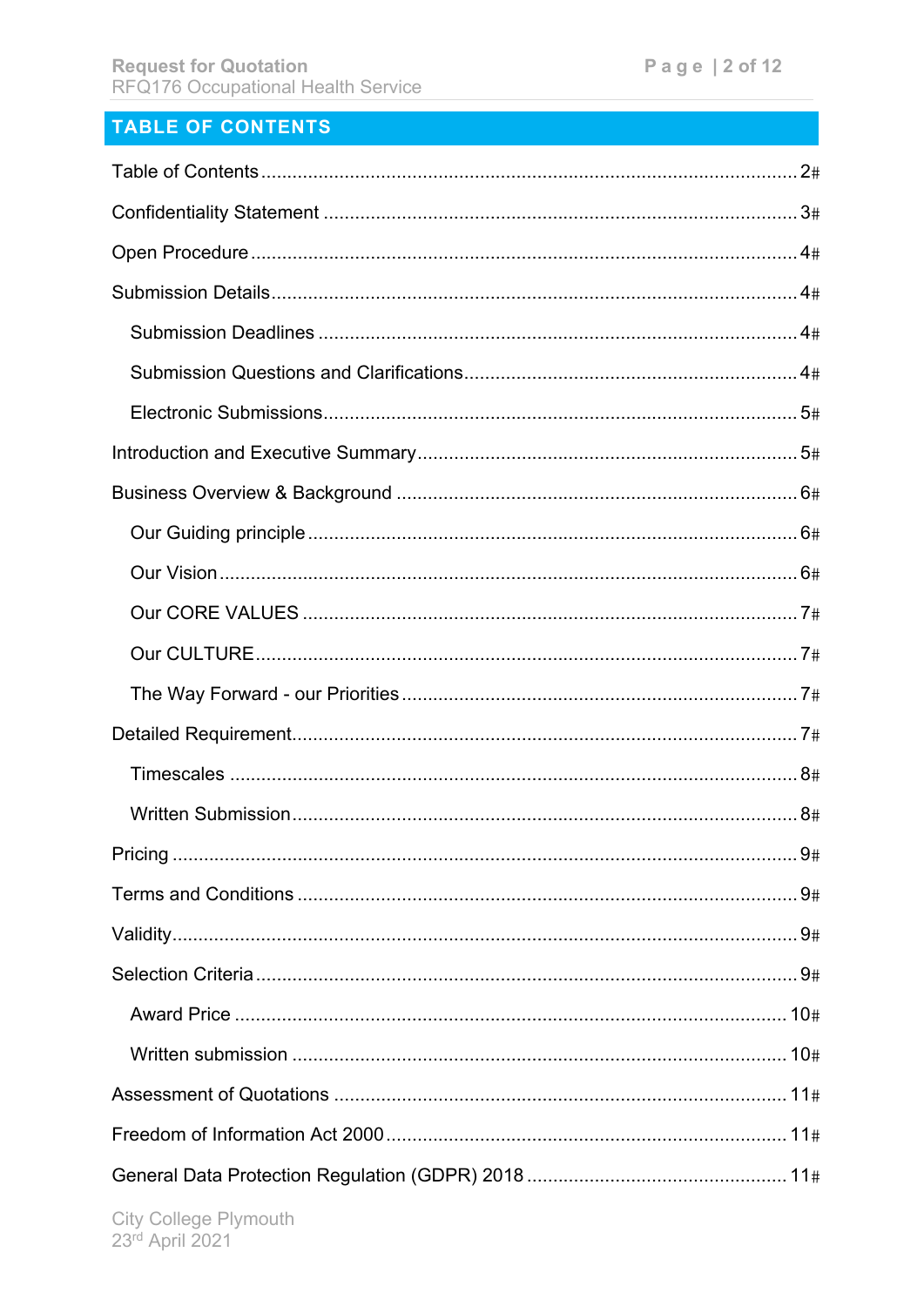## TABLE OF CONTENTS

Table of Contents .......... 2
Confidentiality Statement .......... 3
Open Procedure .......... 4
Submission Details .......... 4
- Submission Deadlines .......... 4
- Submission Questions and Clarifications .......... 4
- Electronic Submissions .......... 5

Introduction and Executive Summary .......... 5
Business Overview & Background .......... 6
- Our Guiding principle .......... 6
- Our Vision .......... 6
- Our CORE VALUES .......... 7
- Our CULTURE .......... 7
- The Way Forward - our Priorities .......... 7

Detailed Requirement .......... 7
- Timescales .......... 8
- Written Submission .......... 8

Pricing .......... 9
Terms and Conditions .......... 9
Validity .......... 9
Selection Criteria .......... 9
- Award Price .......... 10
- Written submission .......... 10

Assessment of Quotations .......... 11
Freedom of Information Act 2000 .......... 11
General Data Protection Regulation (GDPR) 2018 .......... 11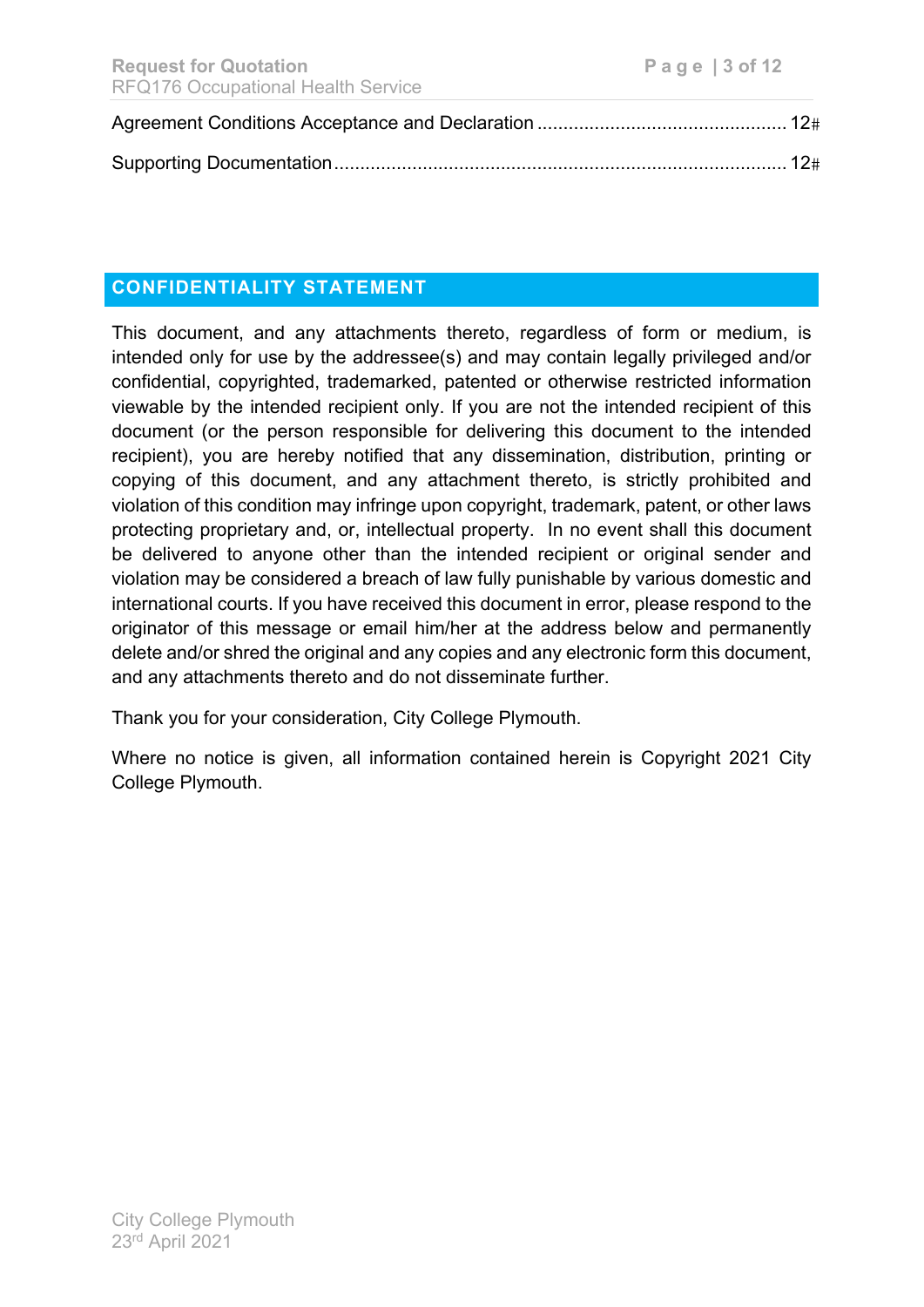Agreement Conditions Acceptance and Declaration ................................................ 12

Supporting Documentation ...................................................................................... 12

## CONFIDENTIALITY STATEMENT

This document, and any attachments thereto, regardless of form or medium, is intended only for use by the addressee(s) and may contain legally privileged and/or confidential, copyrighted, trademarked, patented or otherwise restricted information viewable by the intended recipient only. If you are not the intended recipient of this document (or the person responsible for delivering this document to the intended recipient), you are hereby notified that any dissemination, distribution, printing or copying of this document, and any attachment thereto, is strictly prohibited and violation of this condition may infringe upon copyright, trademark, patent, or other laws protecting proprietary and, or, intellectual property. In no event shall this document be delivered to anyone other than the intended recipient or original sender and violation may be considered a breach of law fully punishable by various domestic and international courts. If you have received this document in error, please respond to the originator of this message or email him/her at the address below and permanently delete and/or shred the original and any copies and any electronic form this document, and any attachments thereto and do not disseminate further.

Thank you for your consideration, City College Plymouth.

Where no notice is given, all information contained herein is Copyright 2021 City College Plymouth.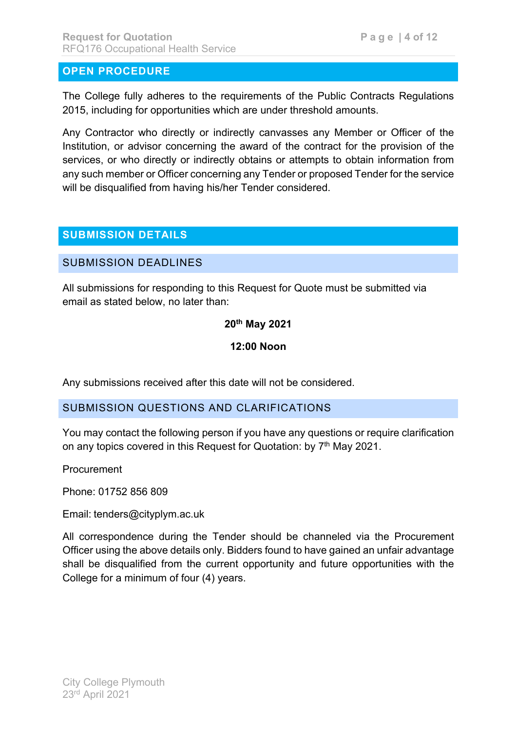## OPEN PROCEDURE

The College fully adheres to the requirements of the Public Contracts Regulations 2015, including for opportunities which are under threshold amounts.

Any Contractor who directly or indirectly canvasses any Member or Officer of the Institution, or advisor concerning the award of the contract for the provision of the services, or who directly or indirectly obtains or attempts to obtain information from any such member or Officer concerning any Tender or proposed Tender for the service will be disqualified from having his/her Tender considered.

## SUBMISSION DETAILS

### SUBMISSION DEADLINES

All submissions for responding to this Request for Quote must be submitted via email as stated below, no later than:

**20th May 2021**

**12:00 Noon**

Any submissions received after this date will not be considered.

### SUBMISSION QUESTIONS AND CLARIFICATIONS

You may contact the following person if you have any questions or require clarification on any topics covered in this Request for Quotation: by 7th May 2021.

Procurement

Phone: 01752 856 809

Email: tenders@cityplym.ac.uk

All correspondence during the Tender should be channeled via the Procurement Officer using the above details only. Bidders found to have gained an unfair advantage shall be disqualified from the current opportunity and future opportunities with the College for a minimum of four (4) years.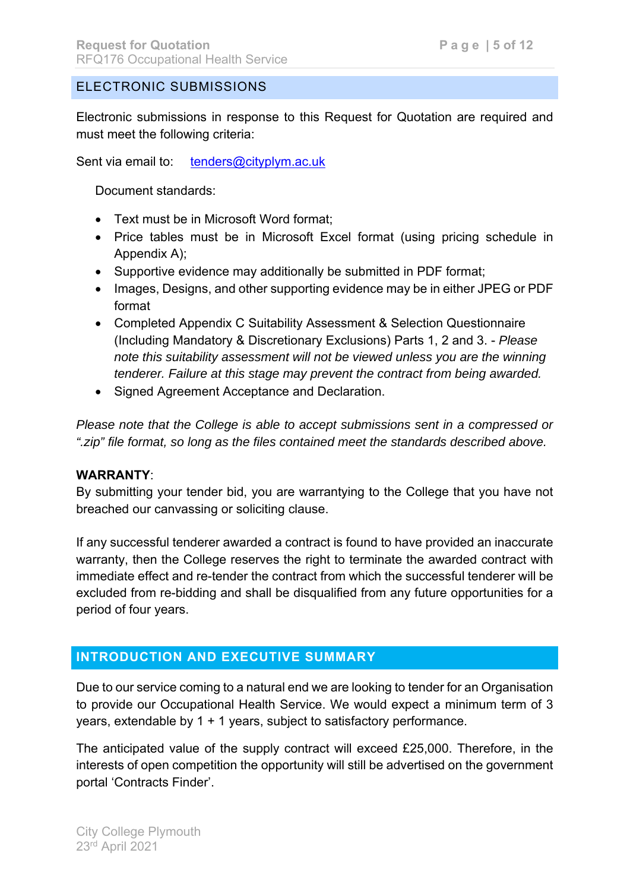## ELECTRONIC SUBMISSIONS

Electronic submissions in response to this Request for Quotation are required and must meet the following criteria:

Sent via email to: tenders@cityplym.ac.uk

Document standards:

- Text must be in Microsoft Word format;
- Price tables must be in Microsoft Excel format (using pricing schedule in Appendix A);
- Supportive evidence may additionally be submitted in PDF format;
- Images, Designs, and other supporting evidence may be in either JPEG or PDF format
- Completed Appendix C Suitability Assessment & Selection Questionnaire (Including Mandatory & Discretionary Exclusions) Parts 1, 2 and 3. - *Please note this suitability assessment will not be viewed unless you are the winning tenderer. Failure at this stage may prevent the contract from being awarded.*
- Signed Agreement Acceptance and Declaration.

*Please note that the College is able to accept submissions sent in a compressed or ".zip" file format, so long as the files contained meet the standards described above.*

**WARRANTY**:
By submitting your tender bid, you are warrantying to the College that you have not breached our canvassing or soliciting clause.

If any successful tenderer awarded a contract is found to have provided an inaccurate warranty, then the College reserves the right to terminate the awarded contract with immediate effect and re-tender the contract from which the successful tenderer will be excluded from re-bidding and shall be disqualified from any future opportunities for a period of four years.

## INTRODUCTION AND EXECUTIVE SUMMARY

Due to our service coming to a natural end we are looking to tender for an Organisation to provide our Occupational Health Service. We would expect a minimum term of 3 years, extendable by 1 + 1 years, subject to satisfactory performance.

The anticipated value of the supply contract will exceed £25,000. Therefore, in the interests of open competition the opportunity will still be advertised on the government portal 'Contracts Finder'.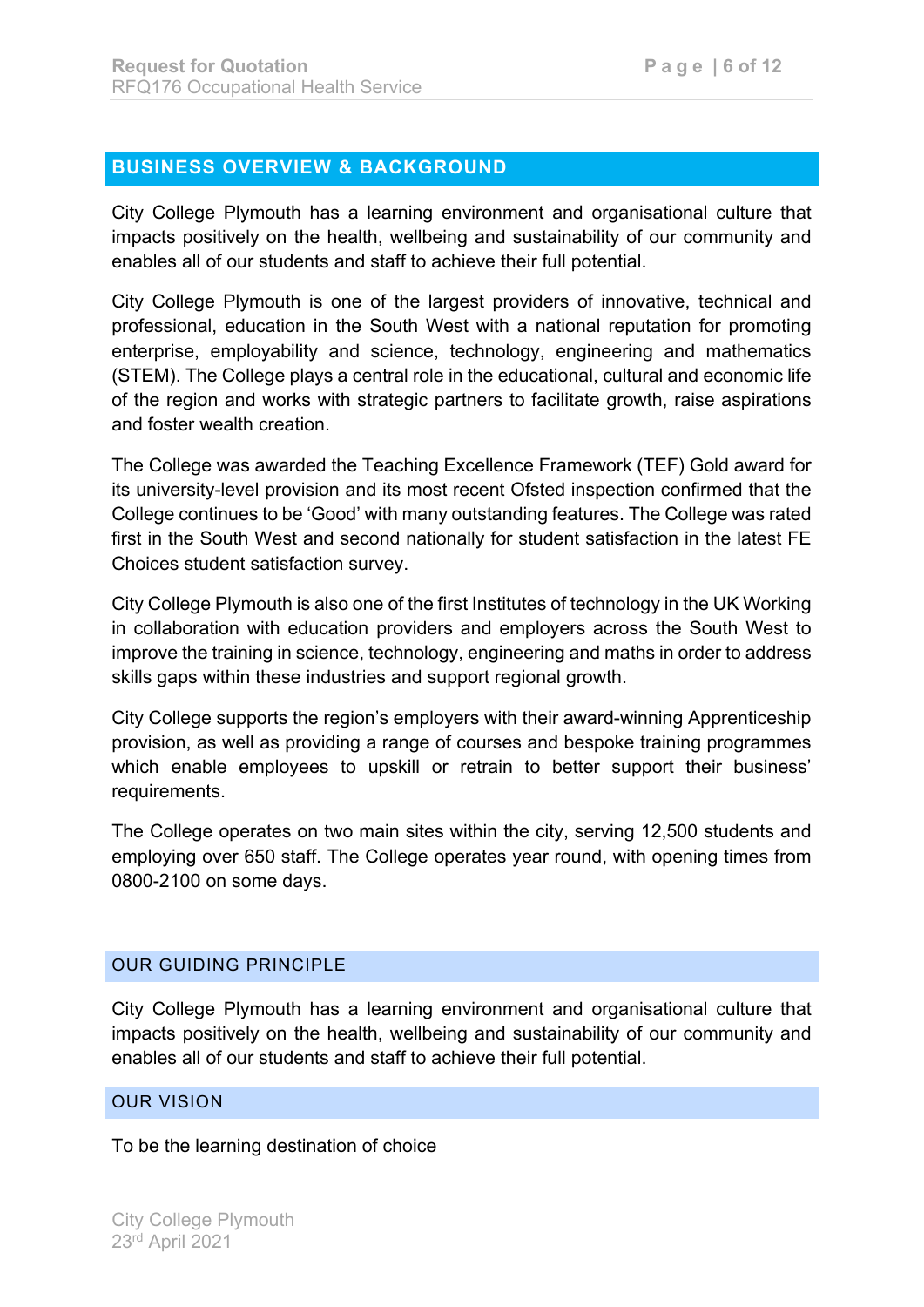## BUSINESS OVERVIEW & BACKGROUND

City College Plymouth has a learning environment and organisational culture that impacts positively on the health, wellbeing and sustainability of our community and enables all of our students and staff to achieve their full potential.

City College Plymouth is one of the largest providers of innovative, technical and professional, education in the South West with a national reputation for promoting enterprise, employability and science, technology, engineering and mathematics (STEM). The College plays a central role in the educational, cultural and economic life of the region and works with strategic partners to facilitate growth, raise aspirations and foster wealth creation.

The College was awarded the Teaching Excellence Framework (TEF) Gold award for its university-level provision and its most recent Ofsted inspection confirmed that the College continues to be 'Good' with many outstanding features. The College was rated first in the South West and second nationally for student satisfaction in the latest FE Choices student satisfaction survey.

City College Plymouth is also one of the first Institutes of technology in the UK Working in collaboration with education providers and employers across the South West to improve the training in science, technology, engineering and maths in order to address skills gaps within these industries and support regional growth.

City College supports the region's employers with their award-winning Apprenticeship provision, as well as providing a range of courses and bespoke training programmes which enable employees to upskill or retrain to better support their business' requirements.

The College operates on two main sites within the city, serving 12,500 students and employing over 650 staff. The College operates year round, with opening times from 0800-2100 on some days.

### OUR GUIDING PRINCIPLE

City College Plymouth has a learning environment and organisational culture that impacts positively on the health, wellbeing and sustainability of our community and enables all of our students and staff to achieve their full potential.

### OUR VISION

To be the learning destination of choice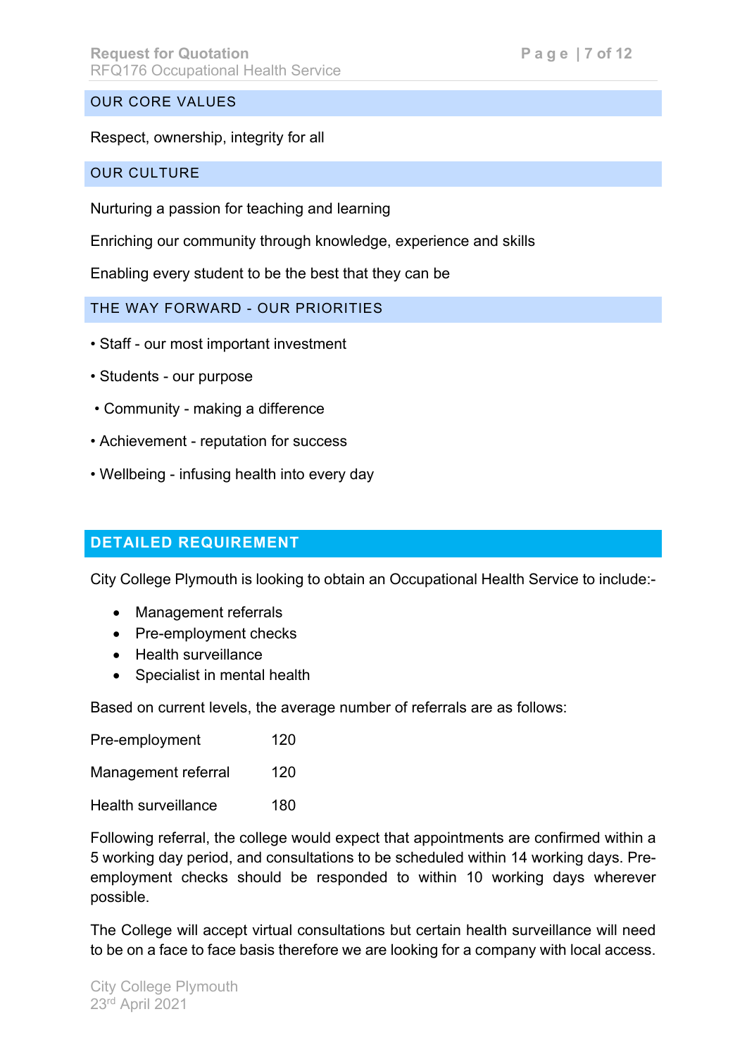## OUR CORE VALUES

Respect, ownership, integrity for all

## OUR CULTURE

Nurturing a passion for teaching and learning

Enriching our community through knowledge, experience and skills

Enabling every student to be the best that they can be

## THE WAY FORWARD - OUR PRIORITIES

• Staff - our most important investment

• Students - our purpose

• Community - making a difference

• Achievement - reputation for success

• Wellbeing - infusing health into every day

## DETAILED REQUIREMENT

City College Plymouth is looking to obtain an Occupational Health Service to include:-

- Management referrals
- Pre-employment checks
- Health surveillance
- Specialist in mental health

Based on current levels, the average number of referrals are as follows:

| | |
|---|---|
| Pre-employment | 120 |
| Management referral | 120 |
| Health surveillance | 180 |

Following referral, the college would expect that appointments are confirmed within a 5 working day period, and consultations to be scheduled within 14 working days. Pre-employment checks should be responded to within 10 working days wherever possible.

The College will accept virtual consultations but certain health surveillance will need to be on a face to face basis therefore we are looking for a company with local access.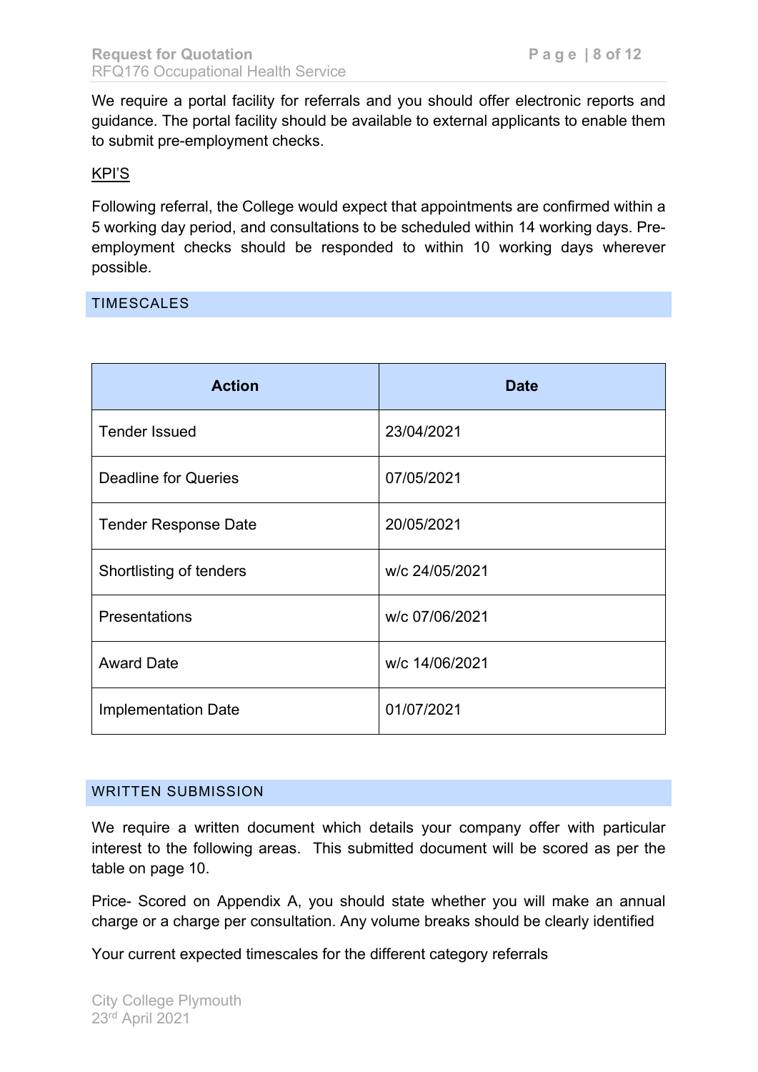We require a portal facility for referrals and you should offer electronic reports and guidance. The portal facility should be available to external applicants to enable them to submit pre-employment checks.

<u>KPI'S</u>

Following referral, the College would expect that appointments are confirmed within a 5 working day period, and consultations to be scheduled within 14 working days. Pre-employment checks should be responded to within 10 working days wherever possible.

## TIMESCALES

| Action | Date |
|---|---|
| Tender Issued | 23/04/2021 |
| Deadline for Queries | 07/05/2021 |
| Tender Response Date | 20/05/2021 |
| Shortlisting of tenders | w/c 24/05/2021 |
| Presentations | w/c 07/06/2021 |
| Award Date | w/c 14/06/2021 |
| Implementation Date | 01/07/2021 |

## WRITTEN SUBMISSION

We require a written document which details your company offer with particular interest to the following areas. This submitted document will be scored as per the table on page 10.

Price- Scored on Appendix A, you should state whether you will make an annual charge or a charge per consultation. Any volume breaks should be clearly identified

Your current expected timescales for the different category referrals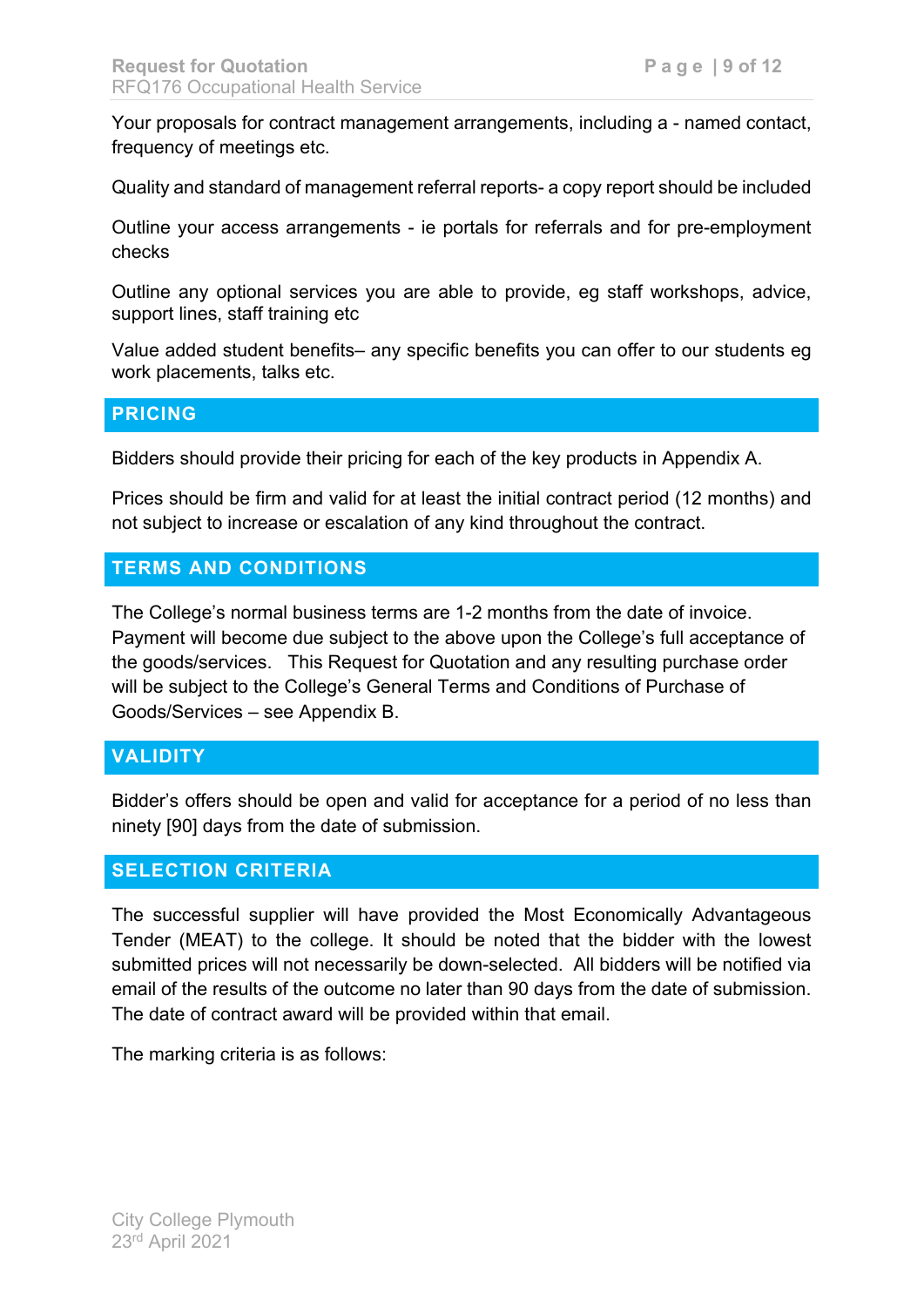Your proposals for contract management arrangements, including a - named contact, frequency of meetings etc.

Quality and standard of management referral reports- a copy report should be included

Outline your access arrangements - ie portals for referrals and for pre-employment checks

Outline any optional services you are able to provide, eg staff workshops, advice, support lines, staff training etc

Value added student benefits– any specific benefits you can offer to our students eg work placements, talks etc.

## PRICING

Bidders should provide their pricing for each of the key products in Appendix A.

Prices should be firm and valid for at least the initial contract period (12 months) and not subject to increase or escalation of any kind throughout the contract.

## TERMS AND CONDITIONS

The College's normal business terms are 1-2 months from the date of invoice. Payment will become due subject to the above upon the College's full acceptance of the goods/services. This Request for Quotation and any resulting purchase order will be subject to the College's General Terms and Conditions of Purchase of Goods/Services – see Appendix B.

## VALIDITY

Bidder's offers should be open and valid for acceptance for a period of no less than ninety [90] days from the date of submission.

## SELECTION CRITERIA

The successful supplier will have provided the Most Economically Advantageous Tender (MEAT) to the college. It should be noted that the bidder with the lowest submitted prices will not necessarily be down-selected. All bidders will be notified via email of the results of the outcome no later than 90 days from the date of submission. The date of contract award will be provided within that email.

The marking criteria is as follows: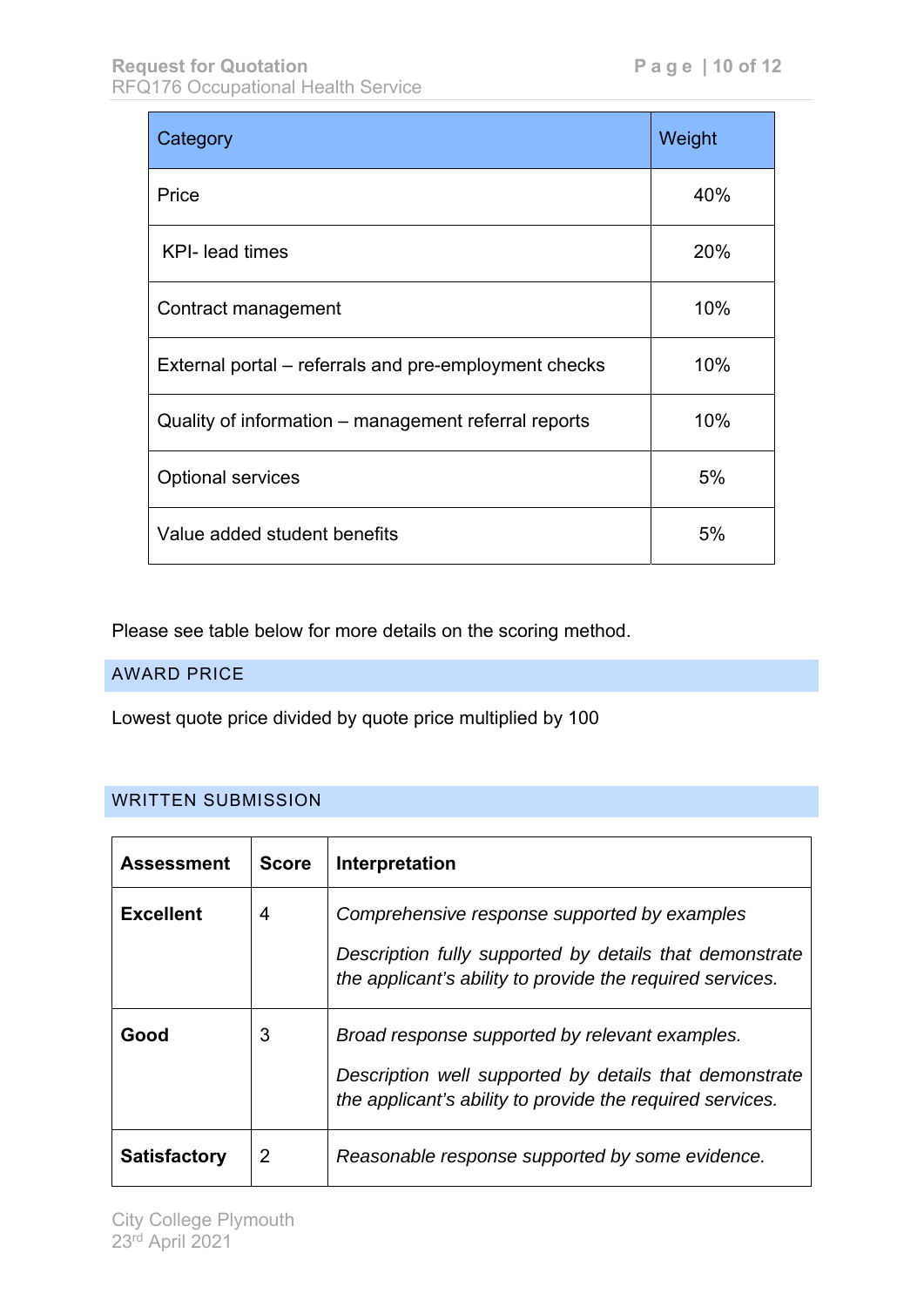| Category | Weight |
|---|---|
| Price | 40% |
| KPI- lead times | 20% |
| Contract management | 10% |
| External portal – referrals and pre-employment checks | 10% |
| Quality of information – management referral reports | 10% |
| Optional services | 5% |
| Value added student benefits | 5% |

Please see table below for more details on the scoring method.

## AWARD PRICE

Lowest quote price divided by quote price multiplied by 100

## WRITTEN SUBMISSION

| Assessment | Score | Interpretation |
|---|---|---|
| **Excellent** | 4 | *Comprehensive response supported by examples* <br> *Description fully supported by details that demonstrate the applicant's ability to provide the required services.* |
| **Good** | 3 | *Broad response supported by relevant examples.* <br> *Description well supported by details that demonstrate the applicant's ability to provide the required services.* |
| **Satisfactory** | 2 | *Reasonable response supported by some evidence.* |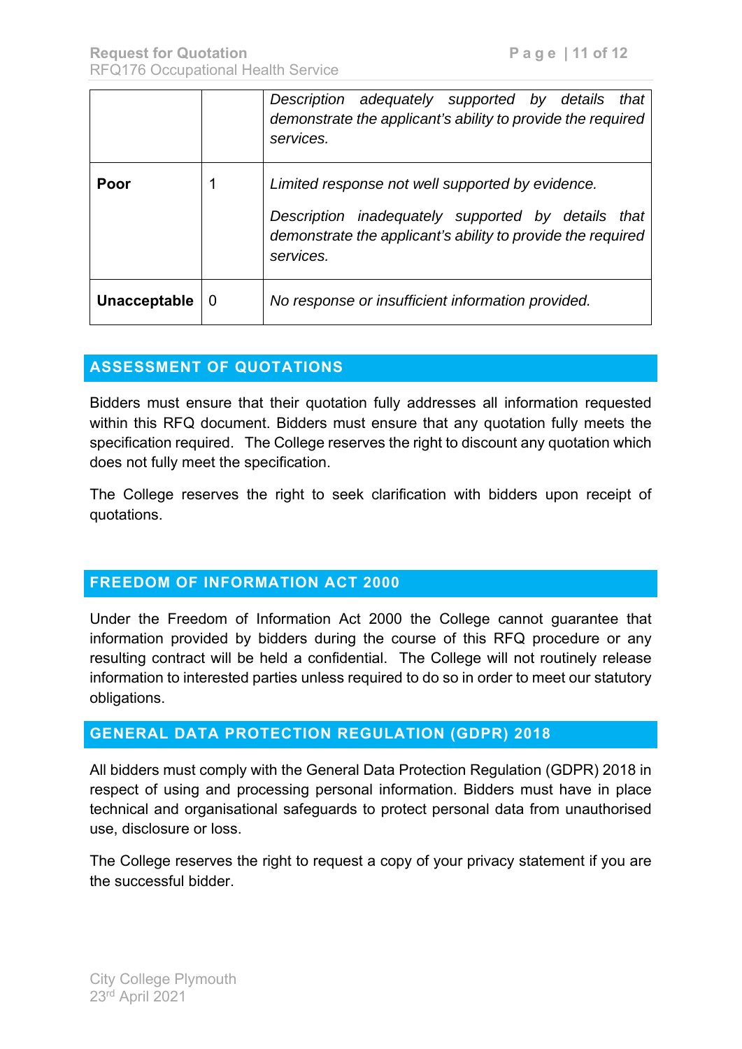| | | |
|---|---|---|
| | | *Description adequately supported by details that demonstrate the applicant's ability to provide the required services.* |
| **Poor** | 1 | *Limited response not well supported by evidence.*<br><br>*Description inadequately supported by details that demonstrate the applicant's ability to provide the required services.* |
| **Unacceptable** | 0 | *No response or insufficient information provided.* |

## ASSESSMENT OF QUOTATIONS

Bidders must ensure that their quotation fully addresses all information requested within this RFQ document. Bidders must ensure that any quotation fully meets the specification required. The College reserves the right to discount any quotation which does not fully meet the specification.

The College reserves the right to seek clarification with bidders upon receipt of quotations.

## FREEDOM OF INFORMATION ACT 2000

Under the Freedom of Information Act 2000 the College cannot guarantee that information provided by bidders during the course of this RFQ procedure or any resulting contract will be held a confidential. The College will not routinely release information to interested parties unless required to do so in order to meet our statutory obligations.

## GENERAL DATA PROTECTION REGULATION (GDPR) 2018

All bidders must comply with the General Data Protection Regulation (GDPR) 2018 in respect of using and processing personal information. Bidders must have in place technical and organisational safeguards to protect personal data from unauthorised use, disclosure or loss.

The College reserves the right to request a copy of your privacy statement if you are the successful bidder.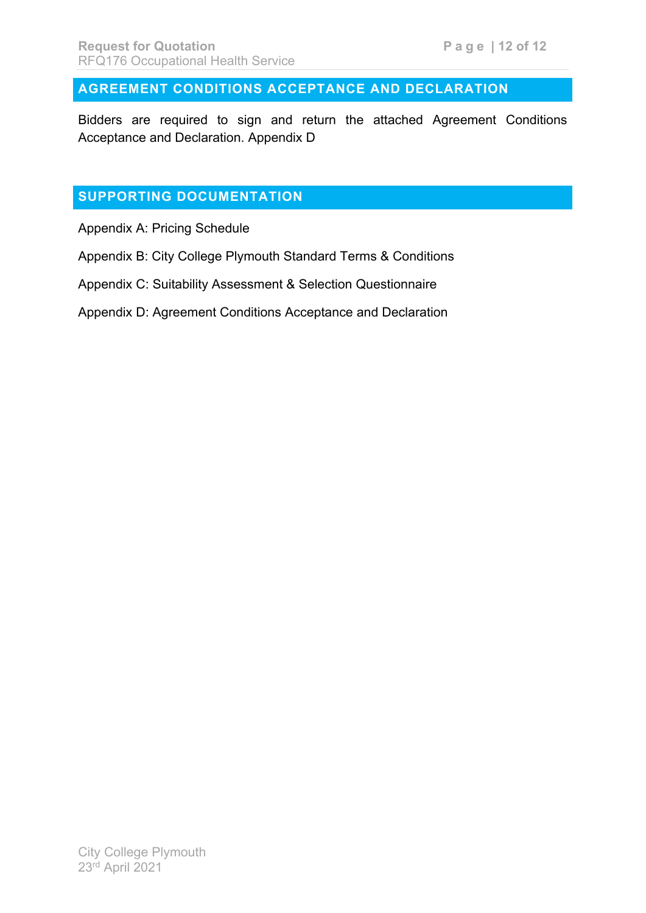## AGREEMENT CONDITIONS ACCEPTANCE AND DECLARATION

Bidders are required to sign and return the attached Agreement Conditions Acceptance and Declaration. Appendix D

## SUPPORTING DOCUMENTATION

Appendix A: Pricing Schedule

Appendix B: City College Plymouth Standard Terms & Conditions

Appendix C: Suitability Assessment & Selection Questionnaire

Appendix D: Agreement Conditions Acceptance and Declaration